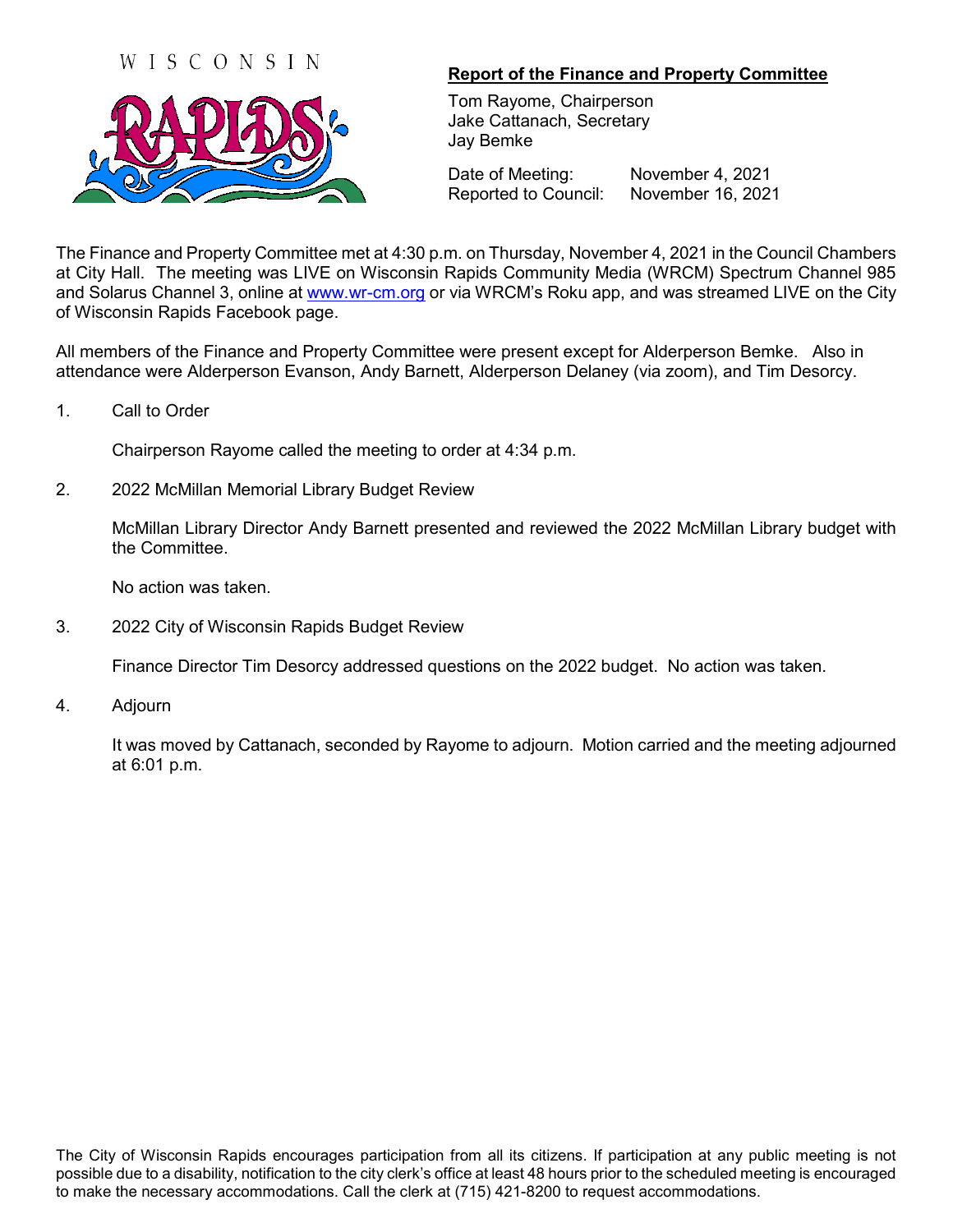WISCONSIN RAPIDS

## Report of the Finance and Property Committee

Tom Rayome, Chairperson
Jake Cattanach, Secretary
Jay Bemke

Date of Meeting: November 4, 2021
Reported to Council: November 16, 2021

The Finance and Property Committee met at 4:30 p.m. on Thursday, November 4, 2021 in the Council Chambers at City Hall. The meeting was LIVE on Wisconsin Rapids Community Media (WRCM) Spectrum Channel 985 and Solarus Channel 3, online at www.wr-cm.org or via WRCM's Roku app, and was streamed LIVE on the City of Wisconsin Rapids Facebook page.

All members of the Finance and Property Committee were present except for Alderperson Bemke. Also in attendance were Alderperson Evanson, Andy Barnett, Alderperson Delaney (via zoom), and Tim Desorcy.

1. Call to Order

   Chairperson Rayome called the meeting to order at 4:34 p.m.

2. 2022 McMillan Memorial Library Budget Review

   McMillan Library Director Andy Barnett presented and reviewed the 2022 McMillan Library budget with the Committee.

   No action was taken.

3. 2022 City of Wisconsin Rapids Budget Review

   Finance Director Tim Desorcy addressed questions on the 2022 budget. No action was taken.

4. Adjourn

   It was moved by Cattanach, seconded by Rayome to adjourn. Motion carried and the meeting adjourned at 6:01 p.m.

The City of Wisconsin Rapids encourages participation from all its citizens. If participation at any public meeting is not possible due to a disability, notification to the city clerk's office at least 48 hours prior to the scheduled meeting is encouraged to make the necessary accommodations. Call the clerk at (715) 421-8200 to request accommodations.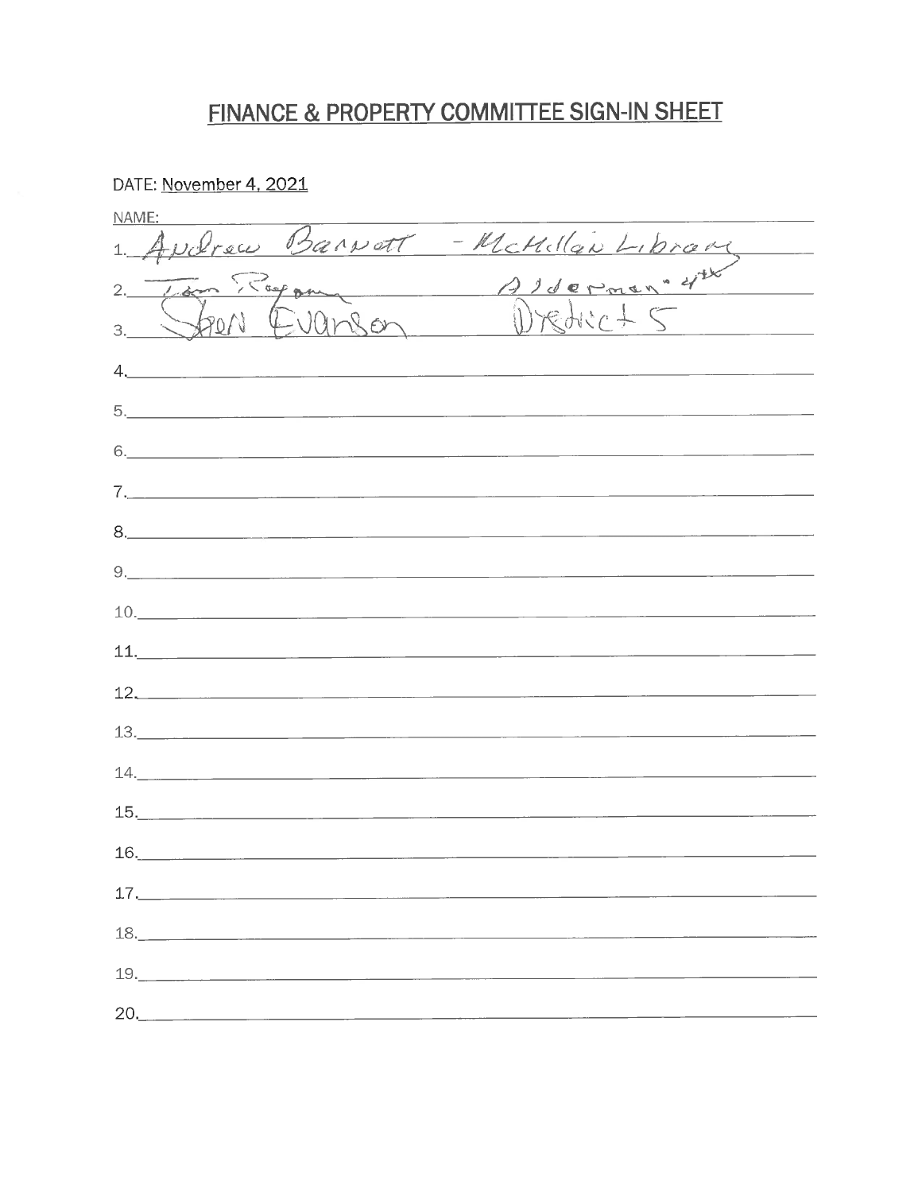# FINANCE & PROPERTY COMMITTEE SIGN-IN SHEET

DATE: November 4, 2021

NAME:

1. Andrew Barnett - McMillan Library
2. Tom Rayome Alderman 4th
3. Steven Evanson District 5
4.
5.
6.
7.
8.
9.
10.
11.
12.
13.
14.
15.
16.
17.
18.
19.
20.